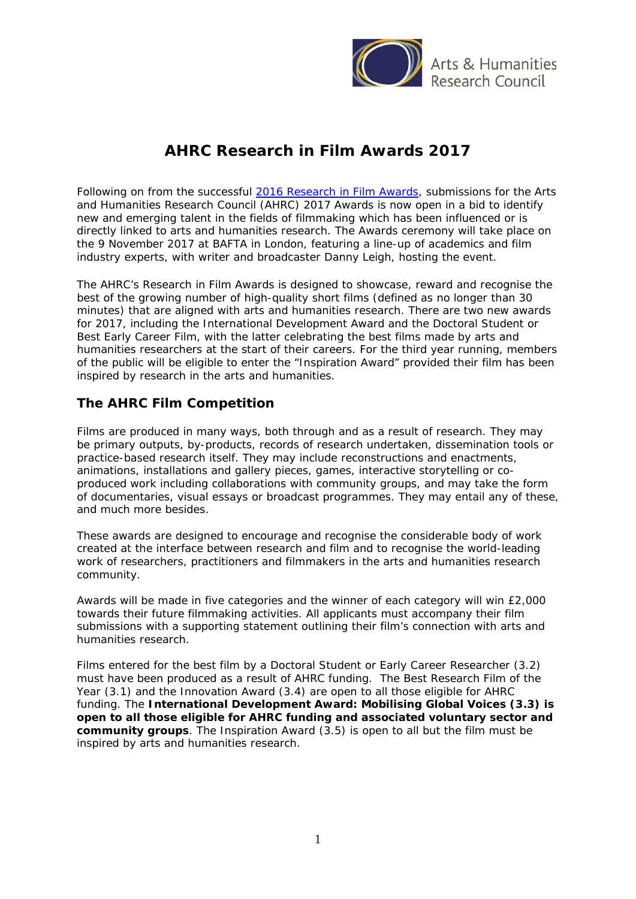# AHRC Research in Film Awards 2017

Following on from the successful [2016 Research in Film Awards](), submissions for the Arts and Humanities Research Council (AHRC) 2017 Awards is now open in a bid to identify new and emerging talent in the fields of filmmaking which has been influenced or is directly linked to arts and humanities research. The Awards ceremony will take place on the 9 November 2017 at BAFTA in London, featuring a line-up of academics and film industry experts, with writer and broadcaster Danny Leigh, hosting the event.

The AHRC's Research in Film Awards is designed to showcase, reward and recognise the best of the growing number of high-quality short films (defined as no longer than 30 minutes) that are aligned with arts and humanities research. There are two new awards for 2017, including the International Development Award and the Doctoral Student or Best Early Career Film, with the latter celebrating the best films made by arts and humanities researchers at the start of their careers. For the third year running, members of the public will be eligible to enter the "Inspiration Award" provided their film has been inspired by research in the arts and humanities.

## The AHRC Film Competition

Films are produced in many ways, both through and as a result of research. They may be primary outputs, by-products, records of research undertaken, dissemination tools or practice-based research itself. They may include reconstructions and enactments, animations, installations and gallery pieces, games, interactive storytelling or co-produced work including collaborations with community groups, and may take the form of documentaries, visual essays or broadcast programmes. They may entail any of these, and much more besides.

These awards are designed to encourage and recognise the considerable body of work created at the interface between research and film and to recognise the world-leading work of researchers, practitioners and filmmakers in the arts and humanities research community.

Awards will be made in five categories and the winner of each category will win £2,000 towards their future filmmaking activities. All applicants must accompany their film submissions with a supporting statement outlining their film's connection with arts and humanities research.

Films entered for the best film by a Doctoral Student or Early Career Researcher (3.2) must have been produced as a result of AHRC funding. The Best Research Film of the Year (3.1) and the Innovation Award (3.4) are open to all those eligible for AHRC funding. The **International Development Award: Mobilising Global Voices (3.3) is open to all those eligible for AHRC funding and associated voluntary sector and community groups**. The Inspiration Award (3.5) is open to all but the film must be inspired by arts and humanities research.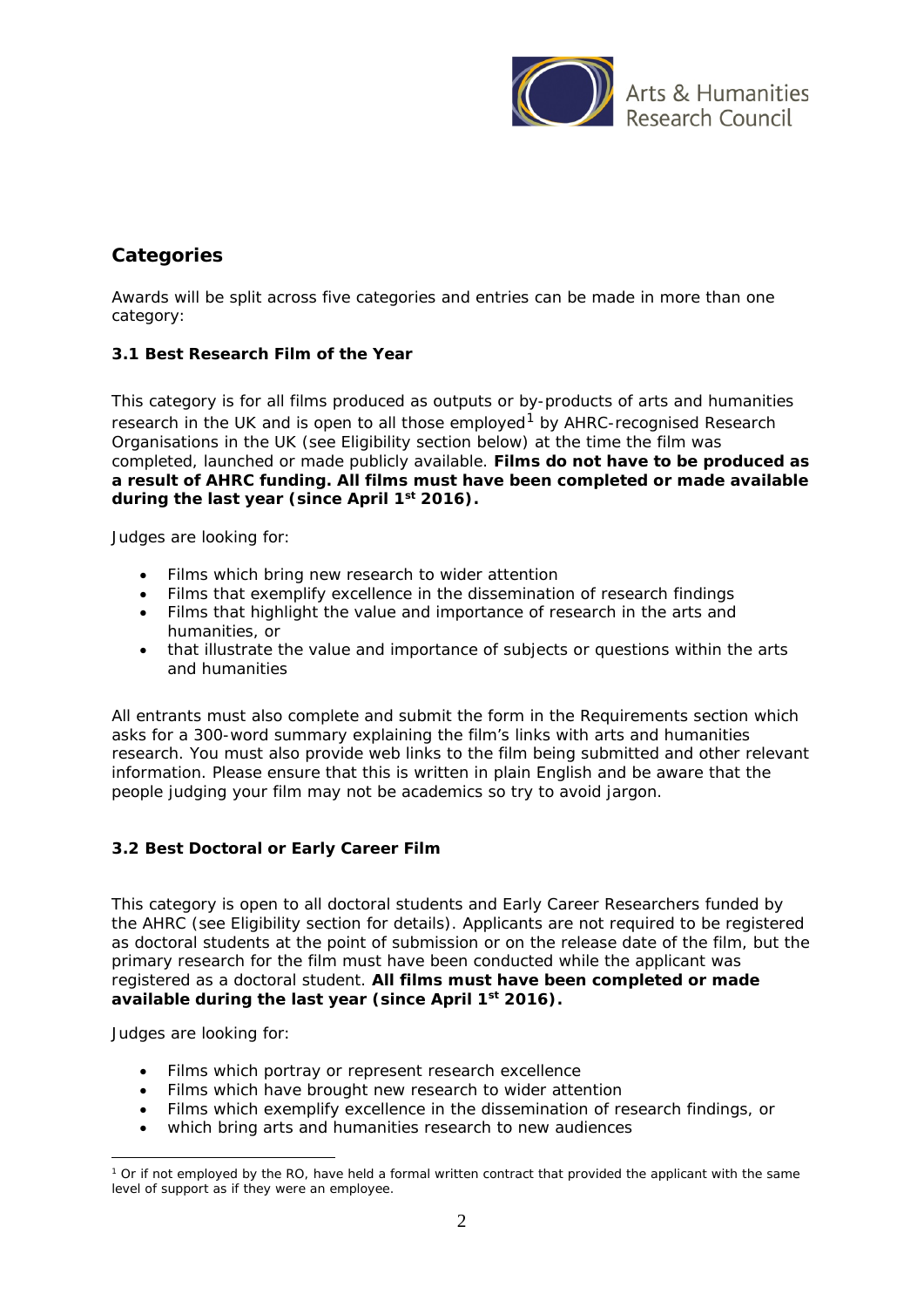## Categories

Awards will be split across five categories and entries can be made in more than one category:

### 3.1 Best Research Film of the Year

This category is for all films produced as outputs or by-products of arts and humanities research in the UK and is open to all those employed[1] by AHRC-recognised Research Organisations in the UK (see Eligibility section below) at the time the film was completed, launched or made publicly available. **Films do not have to be produced as a result of AHRC funding. All films must have been completed or made available during the last year (since April 1st 2016).**

Judges are looking for:

- Films which bring new research to wider attention
- Films that exemplify excellence in the dissemination of research findings
- Films that highlight the value and importance of research in the arts and humanities, or
- that illustrate the value and importance of subjects or questions within the arts and humanities

All entrants must also complete and submit the form in the Requirements section which asks for a 300-word summary explaining the film's links with arts and humanities research. You must also provide web links to the film being submitted and other relevant information. Please ensure that this is written in plain English and be aware that the people judging your film may not be academics so try to avoid jargon.

### 3.2 Best Doctoral or Early Career Film

This category is open to all doctoral students and Early Career Researchers funded by the AHRC (see Eligibility section for details). Applicants are not required to be registered as doctoral students at the point of submission or on the release date of the film, but the primary research for the film must have been conducted while the applicant was registered as a doctoral student. **All films must have been completed or made available during the last year (since April 1st 2016).**

Judges are looking for:

- Films which portray or represent research excellence
- Films which have brought new research to wider attention
- Films which exemplify excellence in the dissemination of research findings, or
- which bring arts and humanities research to new audiences

[1] Or if not employed by the RO, have held a formal written contract that provided the applicant with the same level of support as if they were an employee.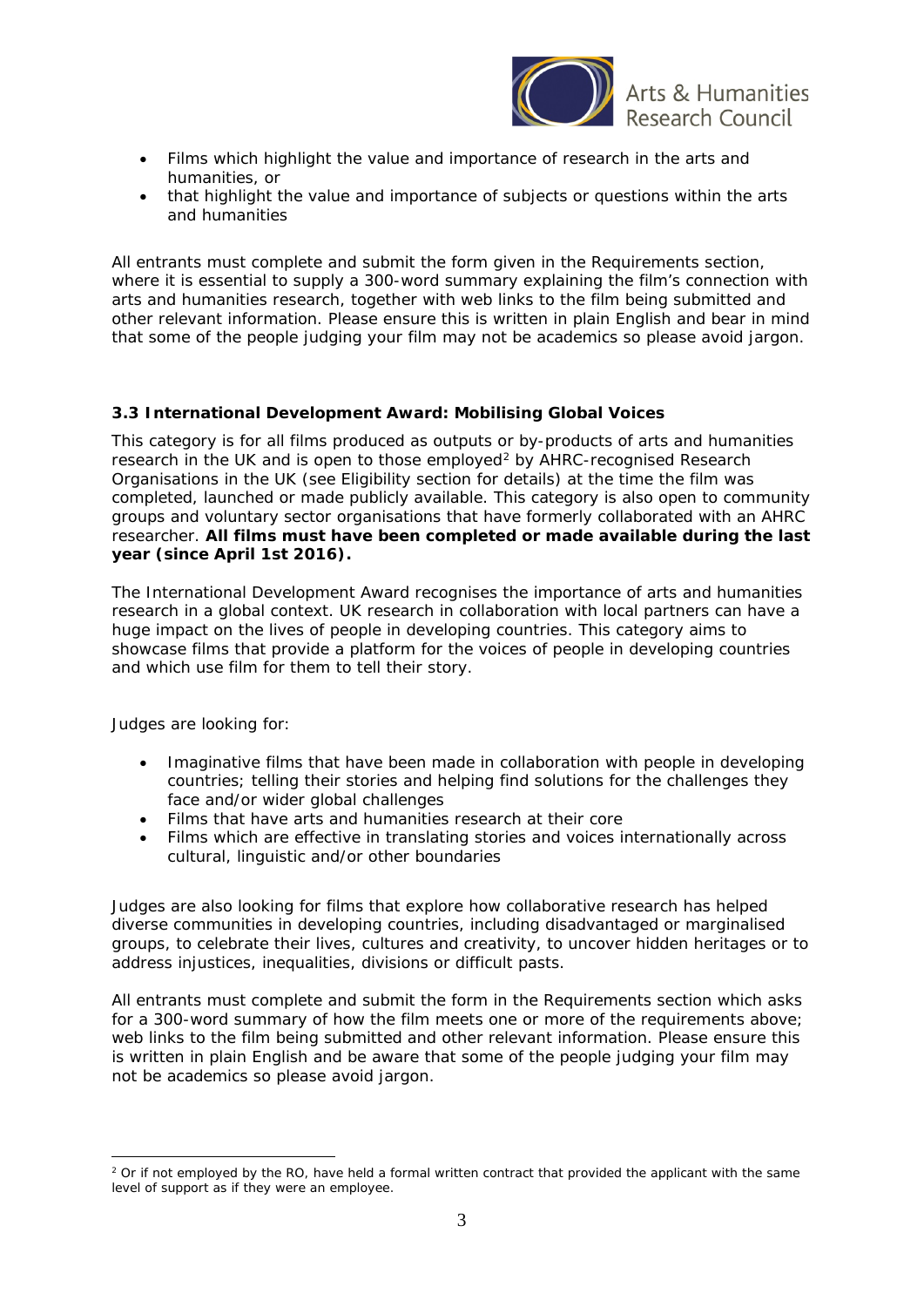- Films which highlight the value and importance of research in the arts and humanities, or
- that highlight the value and importance of subjects or questions within the arts and humanities

All entrants must complete and submit the form given in the Requirements section, where it is essential to supply a 300-word summary explaining the film's connection with arts and humanities research, together with web links to the film being submitted and other relevant information. Please ensure this is written in plain English and bear in mind that some of the people judging your film may not be academics so please avoid jargon.

### 3.3 International Development Award: Mobilising Global Voices

This category is for all films produced as outputs or by-products of arts and humanities research in the UK and is open to those employed[2] by AHRC-recognised Research Organisations in the UK (see Eligibility section for details) at the time the film was completed, launched or made publicly available. This category is also open to community groups and voluntary sector organisations that have formerly collaborated with an AHRC researcher. **All films must have been completed or made available during the last year (since April 1st 2016).**

The International Development Award recognises the importance of arts and humanities research in a global context. UK research in collaboration with local partners can have a huge impact on the lives of people in developing countries. This category aims to showcase films that provide a platform for the voices of people in developing countries and which use film for them to tell their story.

Judges are looking for:

- Imaginative films that have been made in collaboration with people in developing countries; telling their stories and helping find solutions for the challenges they face and/or wider global challenges
- Films that have arts and humanities research at their core
- Films which are effective in translating stories and voices internationally across cultural, linguistic and/or other boundaries

Judges are also looking for films that explore how collaborative research has helped diverse communities in developing countries, including disadvantaged or marginalised groups, to celebrate their lives, cultures and creativity, to uncover hidden heritages or to address injustices, inequalities, divisions or difficult pasts.

All entrants must complete and submit the form in the Requirements section which asks for a 300-word summary of how the film meets one or more of the requirements above; web links to the film being submitted and other relevant information. Please ensure this is written in plain English and be aware that some of the people judging your film may not be academics so please avoid jargon.

---

[2] Or if not employed by the RO, have held a formal written contract that provided the applicant with the same level of support as if they were an employee.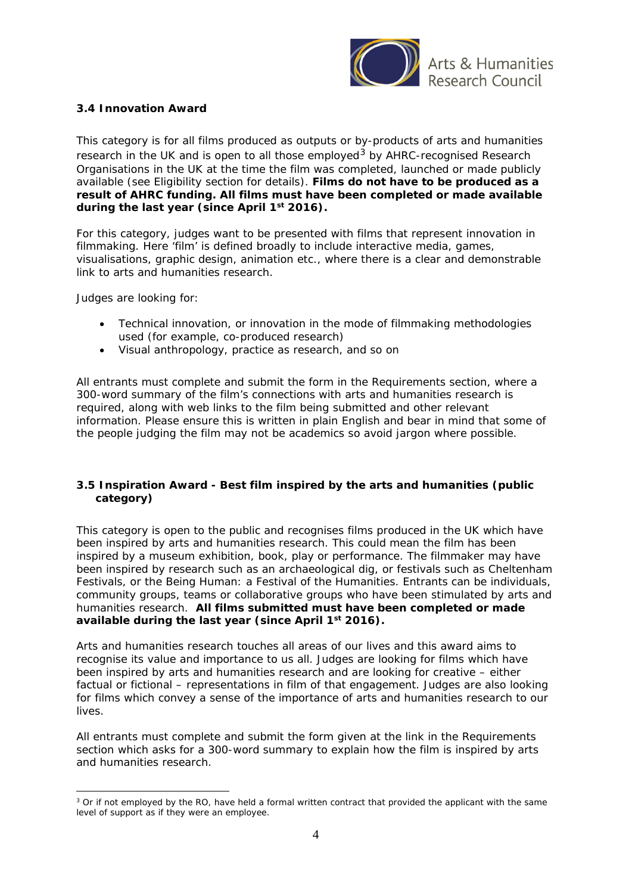### 3.4 Innovation Award

This category is for all films produced as outputs or by-products of arts and humanities research in the UK and is open to all those employed[3] by AHRC-recognised Research Organisations in the UK at the time the film was completed, launched or made publicly available (see Eligibility section for details). **Films do not have to be produced as a result of AHRC funding. All films must have been completed or made available during the last year (since April 1st 2016).**

For this category, judges want to be presented with films that represent innovation in filmmaking. Here 'film' is defined broadly to include interactive media, games, visualisations, graphic design, animation etc., where there is a clear and demonstrable link to arts and humanities research.

Judges are looking for:

- Technical innovation, or innovation in the mode of filmmaking methodologies used (for example, co-produced research)
- Visual anthropology, practice as research, and so on

All entrants must complete and submit the form in the Requirements section, where a 300-word summary of the film's connections with arts and humanities research is required, along with web links to the film being submitted and other relevant information. Please ensure this is written in plain English and bear in mind that some of the people judging the film may not be academics so avoid jargon where possible.

### 3.5 Inspiration Award - Best film inspired by the arts and humanities (public category)

This category is open to the public and recognises films produced in the UK which have been inspired by arts and humanities research. This could mean the film has been inspired by a museum exhibition, book, play or performance. The filmmaker may have been inspired by research such as an archaeological dig, or festivals such as Cheltenham Festivals, or the Being Human: a Festival of the Humanities. Entrants can be individuals, community groups, teams or collaborative groups who have been stimulated by arts and humanities research. **All films submitted must have been completed or made available during the last year (since April 1st 2016).**

Arts and humanities research touches all areas of our lives and this award aims to recognise its value and importance to us all. Judges are looking for films which have been inspired by arts and humanities research and are looking for creative – either factual or fictional – representations in film of that engagement. Judges are also looking for films which convey a sense of the importance of arts and humanities research to our lives.

All entrants must complete and submit the form given at the link in the Requirements section which asks for a 300-word summary to explain how the film is inspired by arts and humanities research.

---

[3] Or if not employed by the RO, have held a formal written contract that provided the applicant with the same level of support as if they were an employee.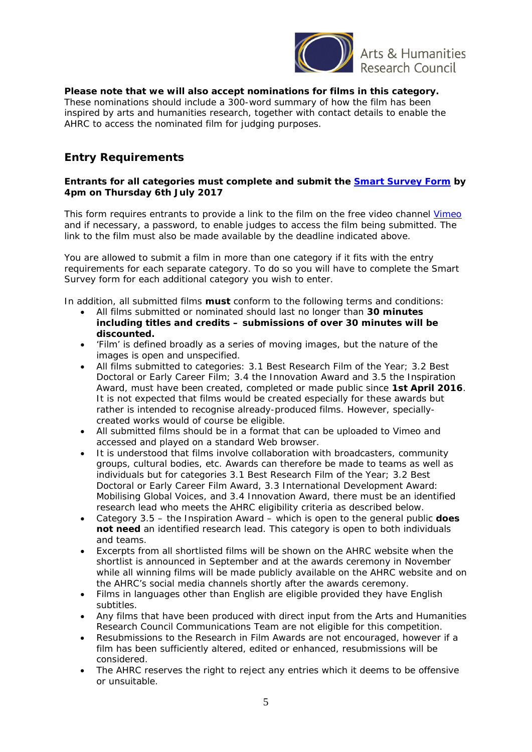**Please note that we will also accept nominations for films in this category.** These nominations should include a 300-word summary of how the film has been inspired by arts and humanities research, together with contact details to enable the AHRC to access the nominated film for judging purposes.

## Entry Requirements

**Entrants for all categories must complete and submit the Smart Survey Form by 4pm on Thursday 6th July 2017**

This form requires entrants to provide a link to the film on the free video channel Vimeo and if necessary, a password, to enable judges to access the film being submitted. The link to the film must also be made available by the deadline indicated above.

You are allowed to submit a film in more than one category if it fits with the entry requirements for each separate category. To do so you will have to complete the Smart Survey form for each additional category you wish to enter.

In addition, all submitted films **must** conform to the following terms and conditions:

- All films submitted or nominated should last no longer than **30 minutes including titles and credits – submissions of over 30 minutes will be discounted.**
- 'Film' is defined broadly as a series of moving images, but the nature of the images is open and unspecified.
- All films submitted to categories: 3.1 Best Research Film of the Year; 3.2 Best Doctoral or Early Career Film; 3.4 the Innovation Award and 3.5 the Inspiration Award, must have been created, completed or made public since **1st April 2016**. It is not expected that films would be created especially for these awards but rather is intended to recognise already-produced films. However, specially-created works would of course be eligible.
- All submitted films should be in a format that can be uploaded to Vimeo and accessed and played on a standard Web browser.
- It is understood that films involve collaboration with broadcasters, community groups, cultural bodies, etc. Awards can therefore be made to teams as well as individuals but for categories 3.1 Best Research Film of the Year; 3.2 Best Doctoral or Early Career Film Award, 3.3 International Development Award: Mobilising Global Voices, and 3.4 Innovation Award, there must be an identified research lead who meets the AHRC eligibility criteria as described below.
- Category 3.5 – the Inspiration Award – which is open to the general public **does not need** an identified research lead. This category is open to both individuals and teams.
- Excerpts from all shortlisted films will be shown on the AHRC website when the shortlist is announced in September and at the awards ceremony in November while all winning films will be made publicly available on the AHRC website and on the AHRC's social media channels shortly after the awards ceremony.
- Films in languages other than English are eligible provided they have English subtitles.
- Any films that have been produced with direct input from the Arts and Humanities Research Council Communications Team are not eligible for this competition.
- Resubmissions to the Research in Film Awards are not encouraged, however if a film has been sufficiently altered, edited or enhanced, resubmissions will be considered.
- The AHRC reserves the right to reject any entries which it deems to be offensive or unsuitable.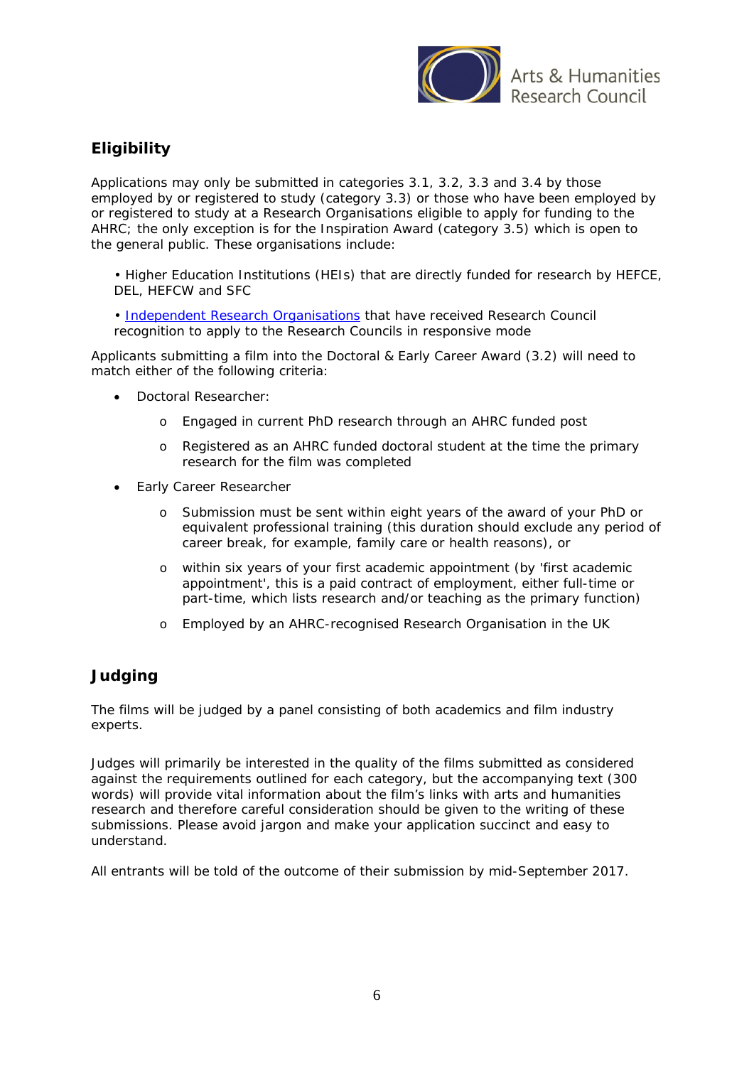## Eligibility

Applications may only be submitted in categories 3.1, 3.2, 3.3 and 3.4 by those employed by or registered to study (category 3.3) or those who have been employed by or registered to study at a Research Organisations eligible to apply for funding to the AHRC; the only exception is for the Inspiration Award (category 3.5) which is open to the general public. These organisations include:

• Higher Education Institutions (HEIs) that are directly funded for research by HEFCE, DEL, HEFCW and SFC

• Independent Research Organisations that have received Research Council recognition to apply to the Research Councils in responsive mode

Applicants submitting a film into the Doctoral & Early Career Award (3.2) will need to match either of the following criteria:

- Doctoral Researcher:
  - Engaged in current PhD research through an AHRC funded post
  - Registered as an AHRC funded doctoral student at the time the primary research for the film was completed
- Early Career Researcher
  - Submission must be sent within eight years of the award of your PhD or equivalent professional training (this duration should exclude any period of career break, for example, family care or health reasons), or
  - within six years of your first academic appointment (by 'first academic appointment', this is a paid contract of employment, either full-time or part-time, which lists research and/or teaching as the primary function)
  - Employed by an AHRC-recognised Research Organisation in the UK

## Judging

The films will be judged by a panel consisting of both academics and film industry experts.

Judges will primarily be interested in the quality of the films submitted as considered against the requirements outlined for each category, but the accompanying text (300 words) will provide vital information about the film's links with arts and humanities research and therefore careful consideration should be given to the writing of these submissions. Please avoid jargon and make your application succinct and easy to understand.

All entrants will be told of the outcome of their submission by mid-September 2017.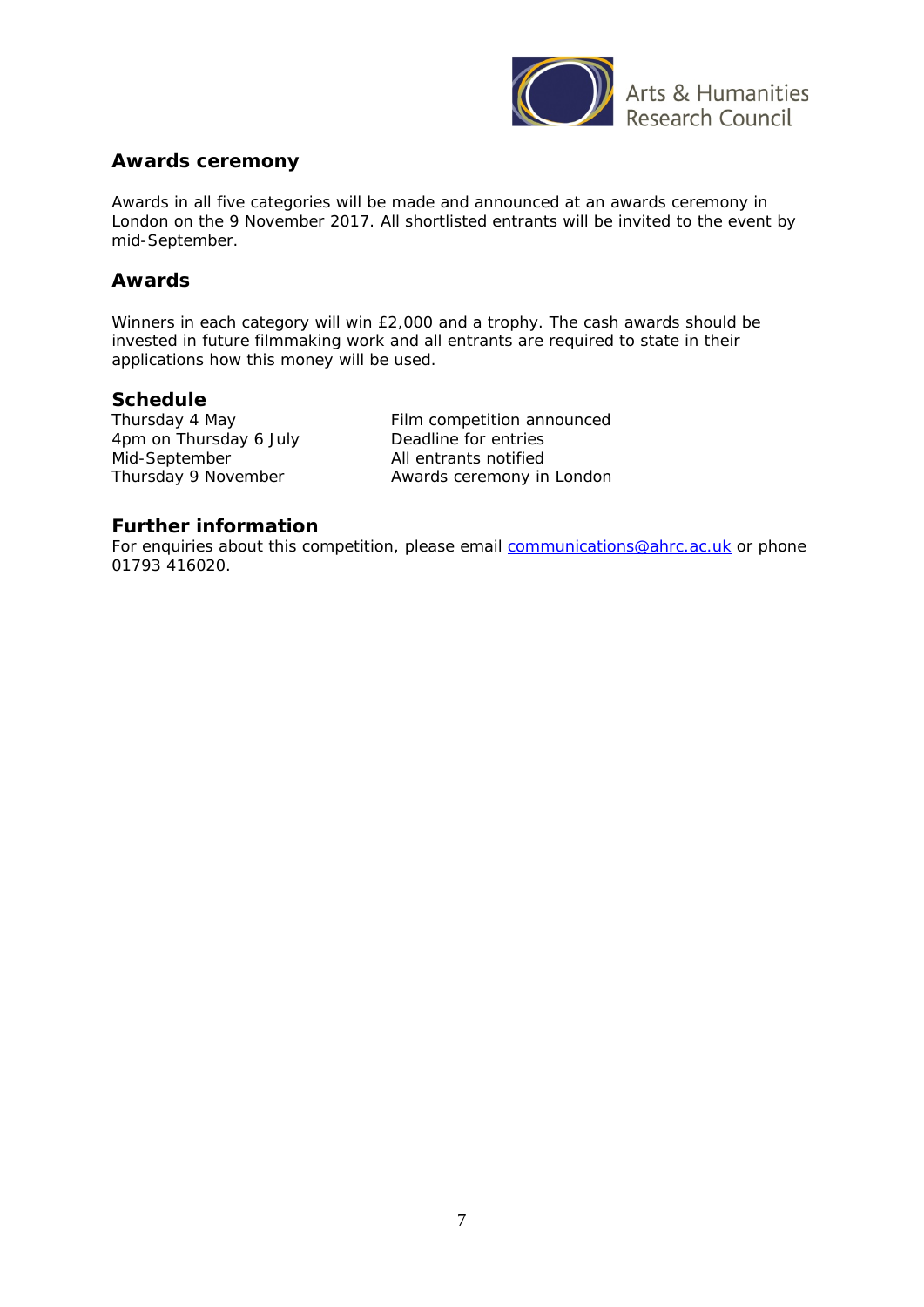## Awards ceremony

Awards in all five categories will be made and announced at an awards ceremony in London on the 9 November 2017. All shortlisted entrants will be invited to the event by mid-September.

## Awards

Winners in each category will win £2,000 and a trophy. The cash awards should be invested in future filmmaking work and all entrants are required to state in their applications how this money will be used.

## Schedule

| | |
|---|---|
| Thursday 4 May | Film competition announced |
| 4pm on Thursday 6 July | Deadline for entries |
| Mid-September | All entrants notified |
| Thursday 9 November | Awards ceremony in London |

## Further information

For enquiries about this competition, please email communications@ahrc.ac.uk or phone 01793 416020.